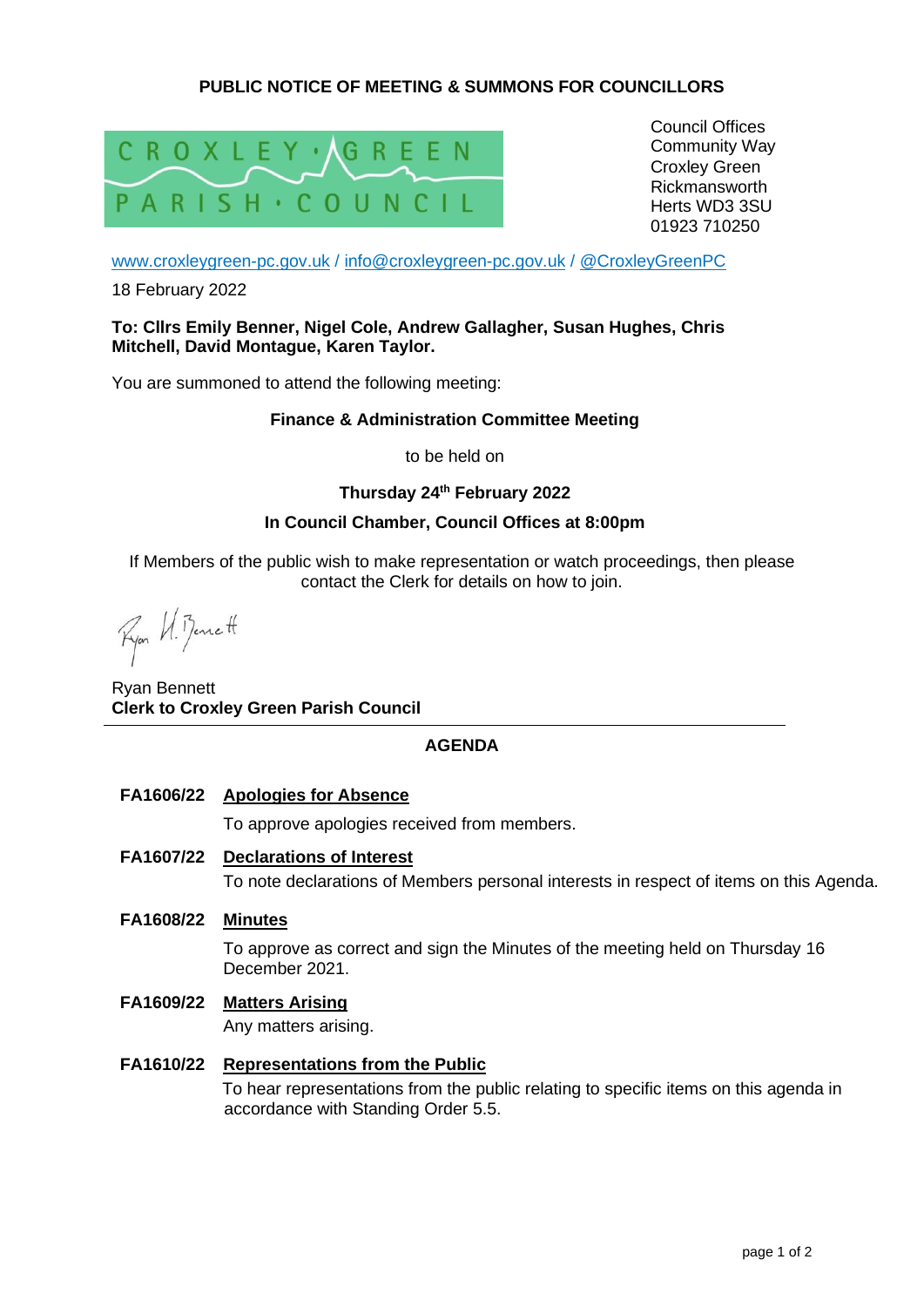## PUBLIC NOTICE OF MEETING & SUMMONS FOR COUNCILLORS

CROXLEY GREEN PARISH COUNCIL

Council Offices
Community Way
Croxley Green
Rickmansworth
Herts WD3 3SU
01923 710250

www.croxleygreen-pc.gov.uk / info@croxleygreen-pc.gov.uk / @CroxleyGreenPC

18 February 2022

**To: Cllrs Emily Benner, Nigel Cole, Andrew Gallagher, Susan Hughes, Chris Mitchell, David Montague, Karen Taylor.**

You are summoned to attend the following meeting:

**Finance & Administration Committee Meeting**

to be held on

**Thursday 24th February 2022**

**In Council Chamber, Council Offices at 8:00pm**

If Members of the public wish to make representation or watch proceedings, then please contact the Clerk for details on how to join.

Ryan H. Bennett

Ryan Bennett
**Clerk to Croxley Green Parish Council**

---

## AGENDA

**FA1606/22 Apologies for Absence**

To approve apologies received from members.

**FA1607/22 Declarations of Interest**

To note declarations of Members personal interests in respect of items on this Agenda.

**FA1608/22 Minutes**

To approve as correct and sign the Minutes of the meeting held on Thursday 16 December 2021.

**FA1609/22 Matters Arising**

Any matters arising.

**FA1610/22 Representations from the Public**

To hear representations from the public relating to specific items on this agenda in accordance with Standing Order 5.5.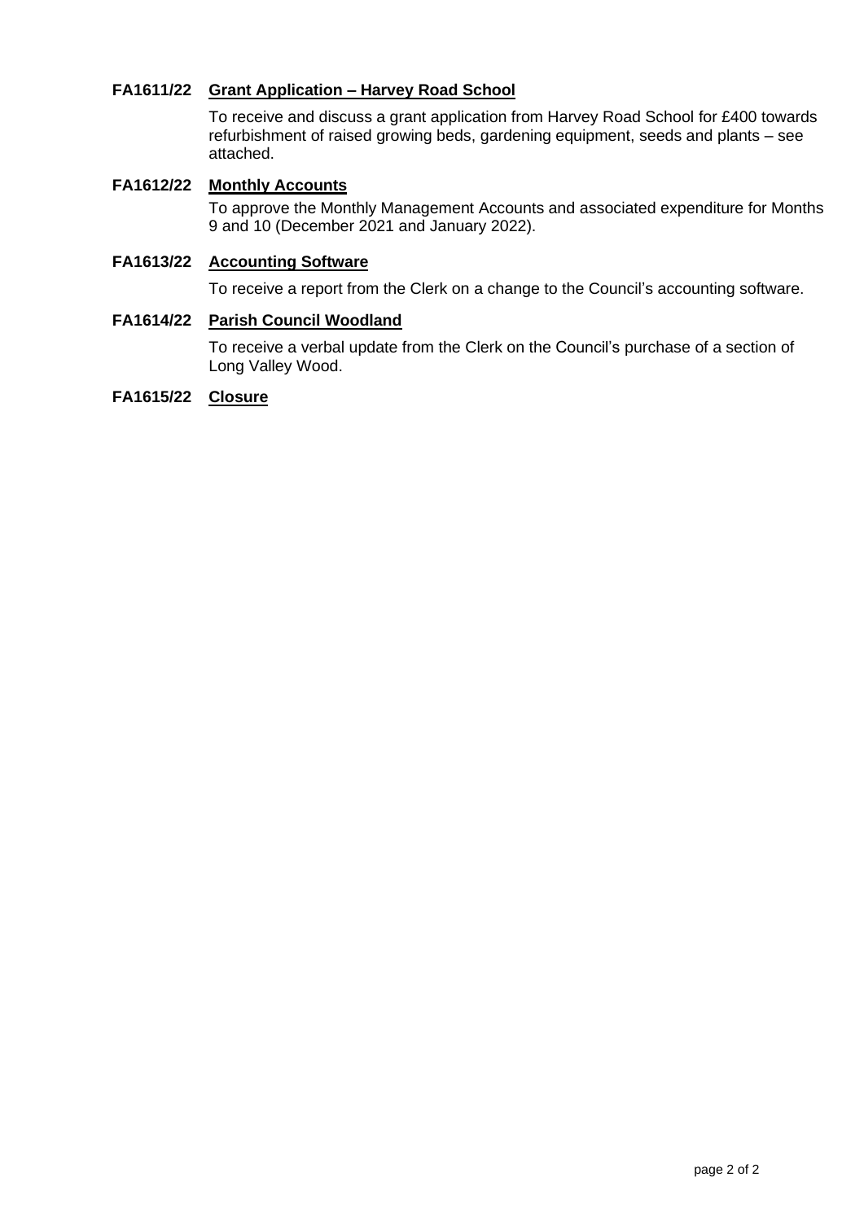**FA1611/22 Grant Application – Harvey Road School**

To receive and discuss a grant application from Harvey Road School for £400 towards refurbishment of raised growing beds, gardening equipment, seeds and plants – see attached.

**FA1612/22 Monthly Accounts**

To approve the Monthly Management Accounts and associated expenditure for Months 9 and 10 (December 2021 and January 2022).

**FA1613/22 Accounting Software**

To receive a report from the Clerk on a change to the Council's accounting software.

**FA1614/22 Parish Council Woodland**

To receive a verbal update from the Clerk on the Council's purchase of a section of Long Valley Wood.

**FA1615/22 Closure**